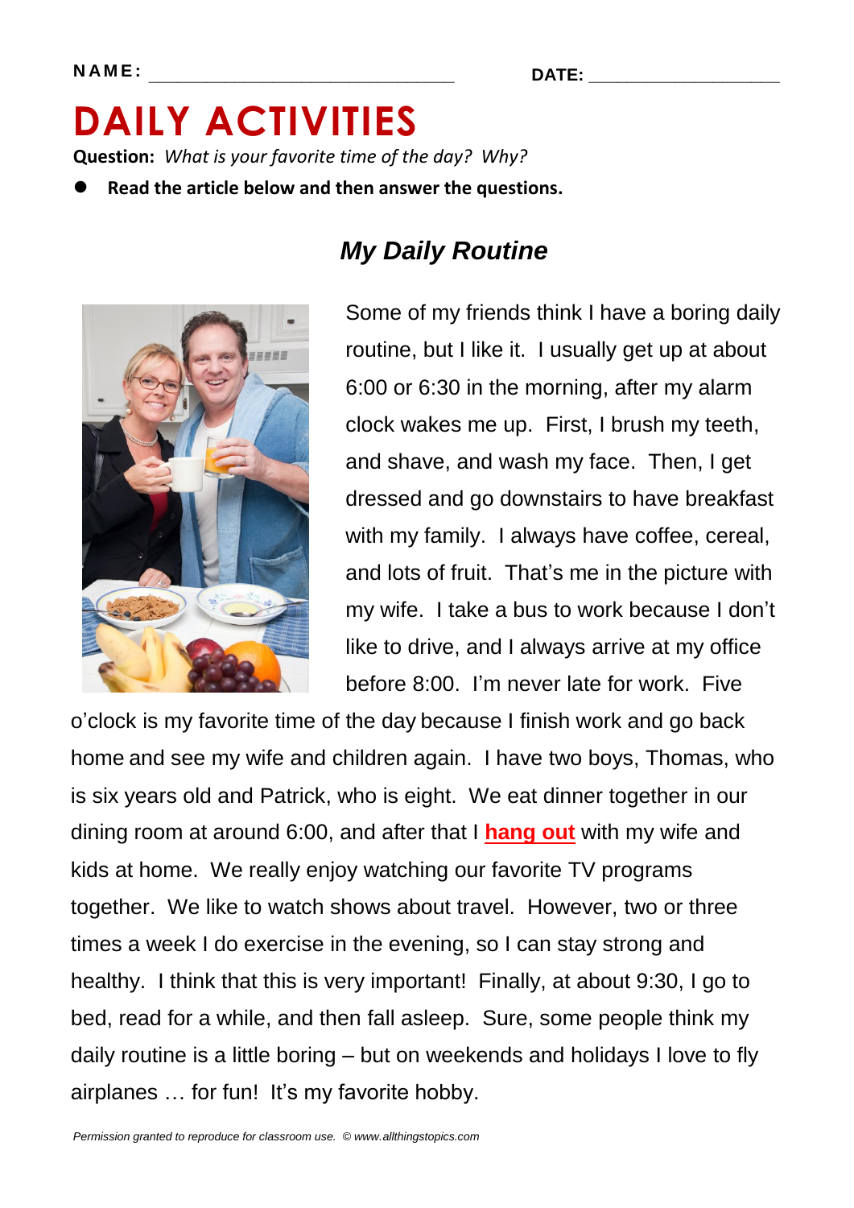NAME: ______________________________ DATE: ___________________

# DAILY ACTIVITIES

**Question:** *What is your favorite time of the day? Why?*

- **Read the article below and then answer the questions.**

## *My Daily Routine*

Some of my friends think I have a boring daily routine, but I like it. I usually get up at about 6:00 or 6:30 in the morning, after my alarm clock wakes me up. First, I brush my teeth, and shave, and wash my face. Then, I get dressed and go downstairs to have breakfast with my family. I always have coffee, cereal, and lots of fruit. That's me in the picture with my wife. I take a bus to work because I don't like to drive, and I always arrive at my office before 8:00. I'm never late for work. Five o'clock is my favorite time of the day because I finish work and go back home and see my wife and children again. I have two boys, Thomas, who is six years old and Patrick, who is eight. We eat dinner together in our dining room at around 6:00, and after that I **hang out** with my wife and kids at home. We really enjoy watching our favorite TV programs together. We like to watch shows about travel. However, two or three times a week I do exercise in the evening, so I can stay strong and healthy. I think that this is very important! Finally, at about 9:30, I go to bed, read for a while, and then fall asleep. Sure, some people think my daily routine is a little boring – but on weekends and holidays I love to fly airplanes … for fun! It's my favorite hobby.

*Permission granted to reproduce for classroom use. © www.allthingstopics.com*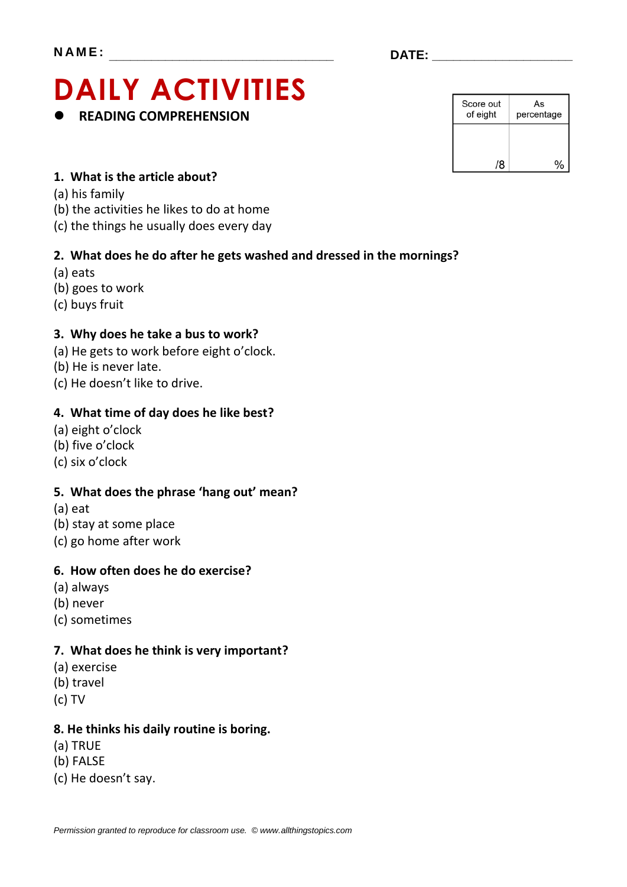NAME: ______________________________ DATE: ____________________

# DAILY ACTIVITIES

- **READING COMPREHENSION**

| Score out of eight | As percentage |
|---|---|
| /8 | % |

**1. What is the article about?**

(a) his family
(b) the activities he likes to do at home
(c) the things he usually does every day

**2. What does he do after he gets washed and dressed in the mornings?**

(a) eats
(b) goes to work
(c) buys fruit

**3. Why does he take a bus to work?**

(a) He gets to work before eight o'clock.
(b) He is never late.
(c) He doesn't like to drive.

**4. What time of day does he like best?**

(a) eight o'clock
(b) five o'clock
(c) six o'clock

**5. What does the phrase 'hang out' mean?**

(a) eat
(b) stay at some place
(c) go home after work

**6. How often does he do exercise?**

(a) always
(b) never
(c) sometimes

**7. What does he think is very important?**

(a) exercise
(b) travel
(c) TV

**8. He thinks his daily routine is boring.**

(a) TRUE
(b) FALSE
(c) He doesn't say.

*Permission granted to reproduce for classroom use. © www.allthingstopics.com*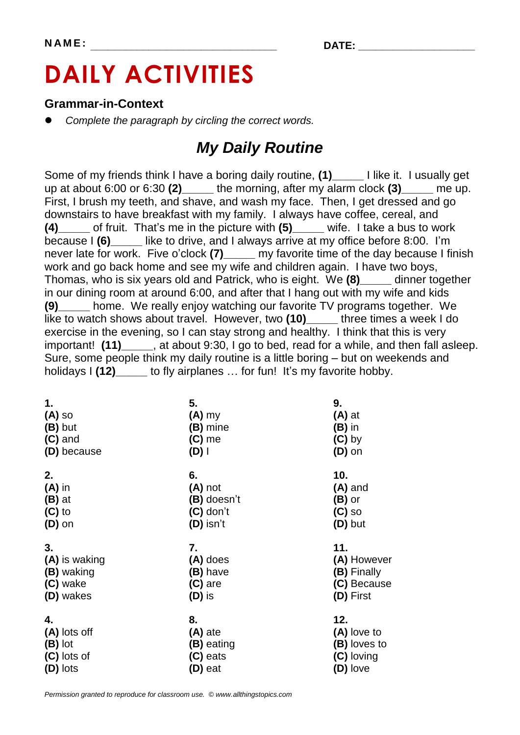**NAME:** _______________________________ **DATE:** ___________________

# DAILY ACTIVITIES

### Grammar-in-Context

- *Complete the paragraph by circling the correct words.*

## *My Daily Routine*

Some of my friends think I have a boring daily routine, **(1)**_____ I like it. I usually get up at about 6:00 or 6:30 **(2)**_____ the morning, after my alarm clock **(3)**_____ me up. First, I brush my teeth, and shave, and wash my face. Then, I get dressed and go downstairs to have breakfast with my family. I always have coffee, cereal, and **(4)**_____ of fruit. That's me in the picture with **(5)**_____ wife. I take a bus to work because I **(6)**_____ like to drive, and I always arrive at my office before 8:00. I'm never late for work. Five o'clock **(7)**_____ my favorite time of the day because I finish work and go back home and see my wife and children again. I have two boys, Thomas, who is six years old and Patrick, who is eight. We **(8)**_____ dinner together in our dining room at around 6:00, and after that I hang out with my wife and kids **(9)**_____ home. We really enjoy watching our favorite TV programs together. We like to watch shows about travel. However, two **(10)**_____ three times a week I do exercise in the evening, so I can stay strong and healthy. I think that this is very important! **(11)**_____, at about 9:30, I go to bed, read for a while, and then fall asleep. Sure, some people think my daily routine is a little boring – but on weekends and holidays I **(12)**_____ to fly airplanes … for fun! It's my favorite hobby.

**1.**
**(A)** so
**(B)** but
**(C)** and
**(D)** because

**2.**
**(A)** in
**(B)** at
**(C)** to
**(D)** on

**3.**
**(A)** is waking
**(B)** waking
**(C)** wake
**(D)** wakes

**4.**
**(A)** lots off
**(B)** lot
**(C)** lots of
**(D)** lots

**5.**
**(A)** my
**(B)** mine
**(C)** me
**(D)** I

**6.**
**(A)** not
**(B)** doesn't
**(C)** don't
**(D)** isn't

**7.**
**(A)** does
**(B)** have
**(C)** are
**(D)** is

**8.**
**(A)** ate
**(B)** eating
**(C)** eats
**(D)** eat

**9.**
**(A)** at
**(B)** in
**(C)** by
**(D)** on

**10.**
**(A)** and
**(B)** or
**(C)** so
**(D)** but

**11.**
**(A)** However
**(B)** Finally
**(C)** Because
**(D)** First

**12.**
**(A)** love to
**(B)** loves to
**(C)** loving
**(D)** love

*Permission granted to reproduce for classroom use. © www.allthingstopics.com*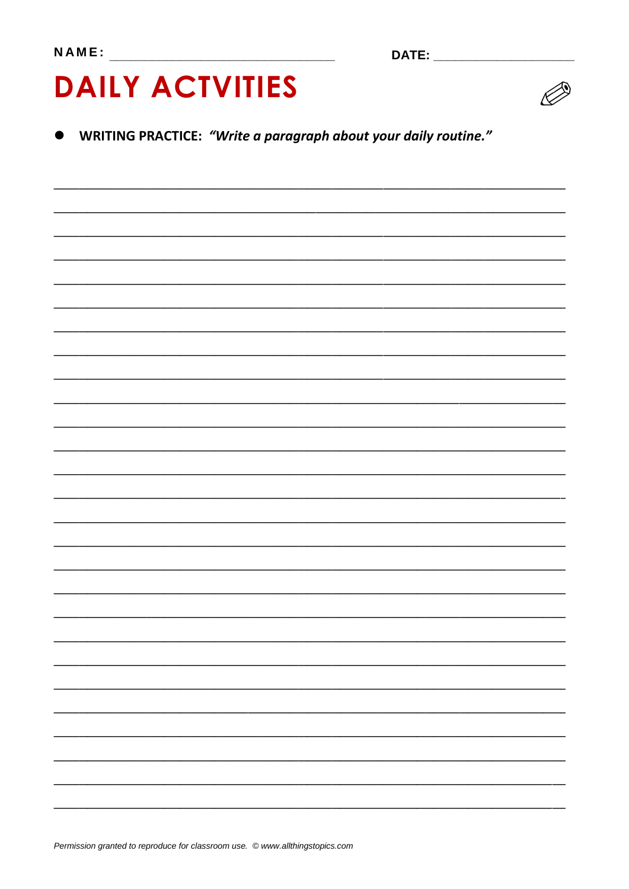NAME: ______________________________ DATE: ____________________

# DAILY ACTVITIES

- **WRITING PRACTICE:** ***"Write a paragraph about your daily routine."***

_______________________________________________________________________________

_______________________________________________________________________________

_______________________________________________________________________________

_______________________________________________________________________________

_______________________________________________________________________________

_______________________________________________________________________________

_______________________________________________________________________________

_______________________________________________________________________________

_______________________________________________________________________________

_______________________________________________________________________________

_______________________________________________________________________________

_______________________________________________________________________________

_______________________________________________________________________________

_______________________________________________________________________________

_______________________________________________________________________________

_______________________________________________________________________________

_______________________________________________________________________________

_______________________________________________________________________________

_______________________________________________________________________________

_______________________________________________________________________________

_______________________________________________________________________________

_______________________________________________________________________________

_______________________________________________________________________________

_______________________________________________________________________________

_______________________________________________________________________________

_______________________________________________________________________________

_______________________________________________________________________________

*Permission granted to reproduce for classroom use. © www.allthingstopics.com*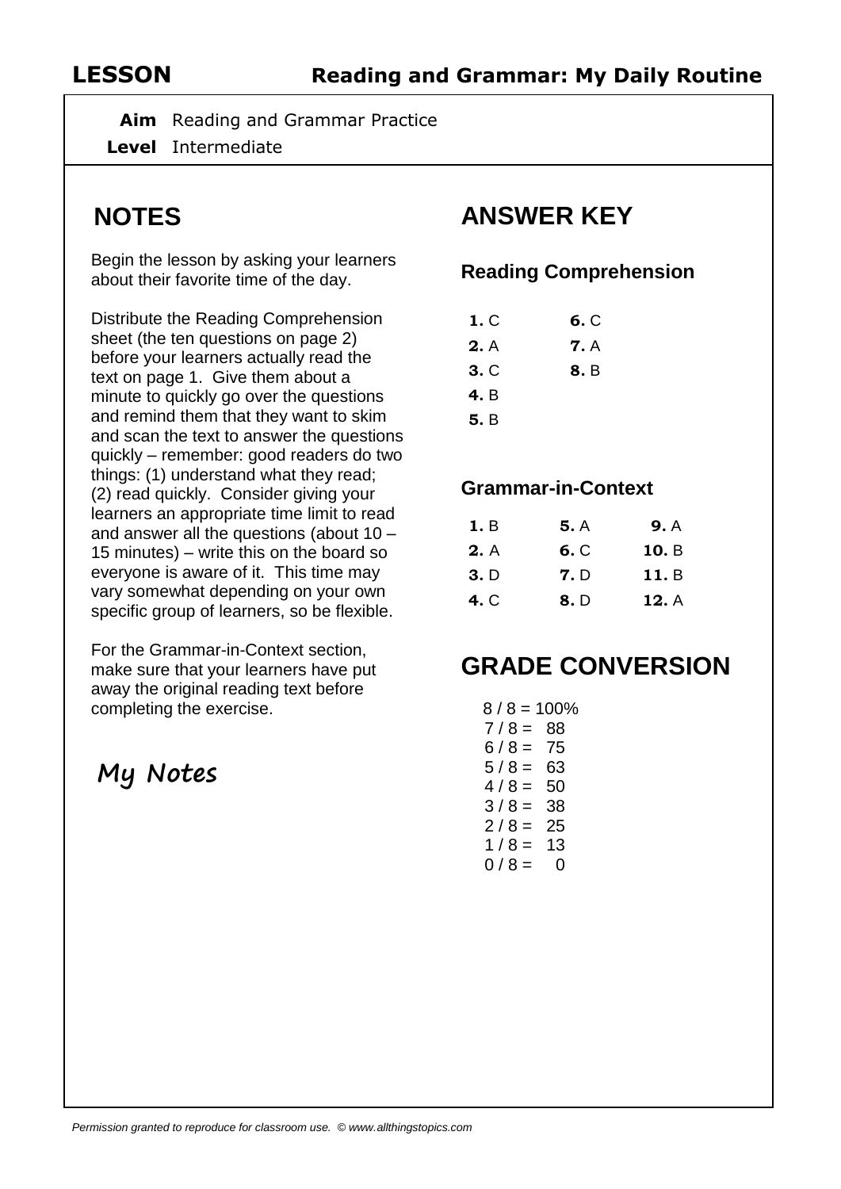# LESSON Reading and Grammar: My Daily Routine

**Aim** Reading and Grammar Practice
**Level** Intermediate

## NOTES

Begin the lesson by asking your learners about their favorite time of the day.

Distribute the Reading Comprehension sheet (the ten questions on page 2) before your learners actually read the text on page 1. Give them about a minute to quickly go over the questions and remind them that they want to skim and scan the text to answer the questions quickly – remember: good readers do two things: (1) understand what they read; (2) read quickly. Consider giving your learners an appropriate time limit to read and answer all the questions (about 10 – 15 minutes) – write this on the board so everyone is aware of it. This time may vary somewhat depending on your own specific group of learners, so be flexible.

For the Grammar-in-Context section, make sure that your learners have put away the original reading text before completing the exercise.

## My Notes

## ANSWER KEY

### Reading Comprehension

| | |
|---|---|
| **1.** C | **6.** C |
| **2.** A | **7.** A |
| **3.** C | **8.** B |
| **4.** B | |
| **5.** B | |

### Grammar-in-Context

| | | |
|---|---|---|
| **1.** B | **5.** A | **9.** A |
| **2.** A | **6.** C | **10.** B |
| **3.** D | **7.** D | **11.** B |
| **4.** C | **8.** D | **12.** A |

## GRADE CONVERSION

8 / 8 = 100%
7 / 8 = 88
6 / 8 = 75
5 / 8 = 63
4 / 8 = 50
3 / 8 = 38
2 / 8 = 25
1 / 8 = 13
0 / 8 = 0

*Permission granted to reproduce for classroom use. © www.allthingstopics.com*